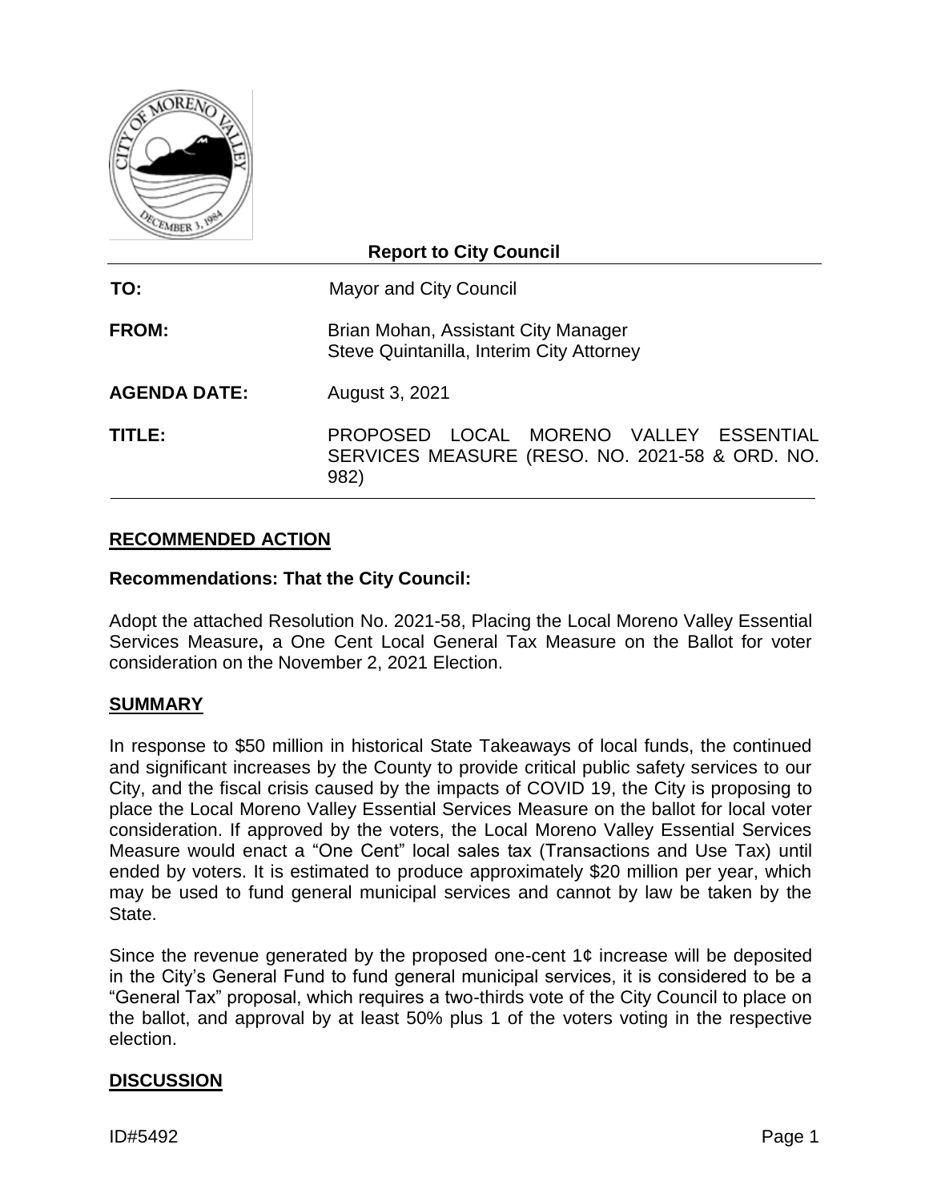**Report to City Council**

| | |
|---|---|
| **TO:** | Mayor and City Council |
| **FROM:** | Brian Mohan, Assistant City Manager<br>Steve Quintanilla, Interim City Attorney |
| **AGENDA DATE:** | August 3, 2021 |
| **TITLE:** | PROPOSED LOCAL MORENO VALLEY ESSENTIAL SERVICES MEASURE (RESO. NO. 2021-58 & ORD. NO. 982) |

## RECOMMENDED ACTION

**Recommendations: That the City Council:**

Adopt the attached Resolution No. 2021-58, Placing the Local Moreno Valley Essential Services Measure**,** a One Cent Local General Tax Measure on the Ballot for voter consideration on the November 2, 2021 Election.

## SUMMARY

In response to $50 million in historical State Takeaways of local funds, the continued and significant increases by the County to provide critical public safety services to our City, and the fiscal crisis caused by the impacts of COVID 19, the City is proposing to place the Local Moreno Valley Essential Services Measure on the ballot for local voter consideration. If approved by the voters, the Local Moreno Valley Essential Services Measure would enact a "One Cent" local sales tax (Transactions and Use Tax) until ended by voters. It is estimated to produce approximately $20 million per year, which may be used to fund general municipal services and cannot by law be taken by the State.

Since the revenue generated by the proposed one-cent 1¢ increase will be deposited in the City's General Fund to fund general municipal services, it is considered to be a "General Tax" proposal, which requires a two-thirds vote of the City Council to place on the ballot, and approval by at least 50% plus 1 of the voters voting in the respective election.

## DISCUSSION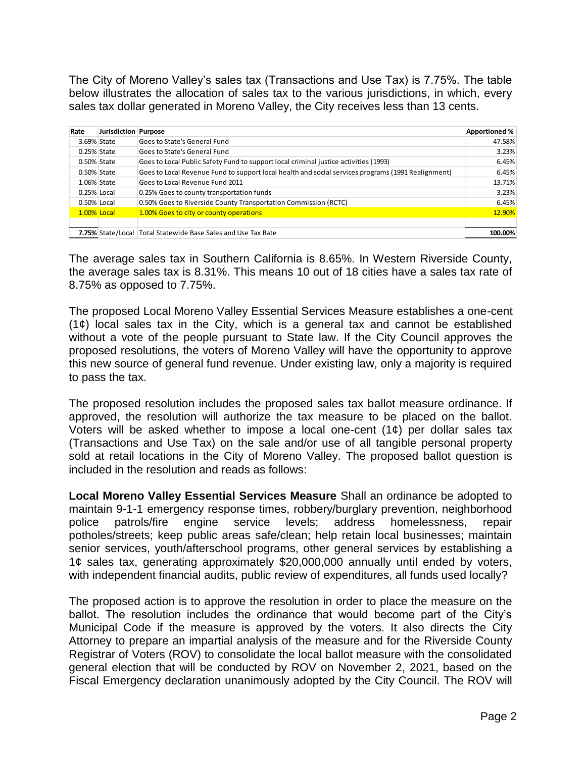The City of Moreno Valley's sales tax (Transactions and Use Tax) is 7.75%. The table below illustrates the allocation of sales tax to the various jurisdictions, in which, every sales tax dollar generated in Moreno Valley, the City receives less than 13 cents.

| Rate | Jurisdiction | Purpose | Apportioned % |
|---|---|---|---|
| 3.69% | State | Goes to State's General Fund | 47.58% |
| 0.25% | State | Goes to State's General Fund | 3.23% |
| 0.50% | State | Goes to Local Public Safety Fund to support local criminal justice activities (1993) | 6.45% |
| 0.50% | State | Goes to Local Revenue Fund to support local health and social services programs (1991 Realignment) | 6.45% |
| 1.06% | State | Goes to Local Revenue Fund 2011 | 13.71% |
| 0.25% | Local | 0.25% Goes to county transportation funds | 3.23% |
| 0.50% | Local | 0.50% Goes to Riverside County Transportation Commission (RCTC) | 6.45% |
| 1.00% | Local | 1.00% Goes to city or county operations | 12.90% |
| | | | |
| **7.75%** | State/Local | Total Statewide Base Sales and Use Tax Rate | **100.00%** |

The average sales tax in Southern California is 8.65%. In Western Riverside County, the average sales tax is 8.31%. This means 10 out of 18 cities have a sales tax rate of 8.75% as opposed to 7.75%.

The proposed Local Moreno Valley Essential Services Measure establishes a one-cent (1¢) local sales tax in the City, which is a general tax and cannot be established without a vote of the people pursuant to State law. If the City Council approves the proposed resolutions, the voters of Moreno Valley will have the opportunity to approve this new source of general fund revenue. Under existing law, only a majority is required to pass the tax.

The proposed resolution includes the proposed sales tax ballot measure ordinance. If approved, the resolution will authorize the tax measure to be placed on the ballot. Voters will be asked whether to impose a local one-cent (1¢) per dollar sales tax (Transactions and Use Tax) on the sale and/or use of all tangible personal property sold at retail locations in the City of Moreno Valley. The proposed ballot question is included in the resolution and reads as follows:

**Local Moreno Valley Essential Services Measure** Shall an ordinance be adopted to maintain 9-1-1 emergency response times, robbery/burglary prevention, neighborhood police patrols/fire engine service levels; address homelessness, repair potholes/streets; keep public areas safe/clean; help retain local businesses; maintain senior services, youth/afterschool programs, other general services by establishing a 1¢ sales tax, generating approximately $20,000,000 annually until ended by voters, with independent financial audits, public review of expenditures, all funds used locally?

The proposed action is to approve the resolution in order to place the measure on the ballot. The resolution includes the ordinance that would become part of the City's Municipal Code if the measure is approved by the voters. It also directs the City Attorney to prepare an impartial analysis of the measure and for the Riverside County Registrar of Voters (ROV) to consolidate the local ballot measure with the consolidated general election that will be conducted by ROV on November 2, 2021, based on the Fiscal Emergency declaration unanimously adopted by the City Council. The ROV will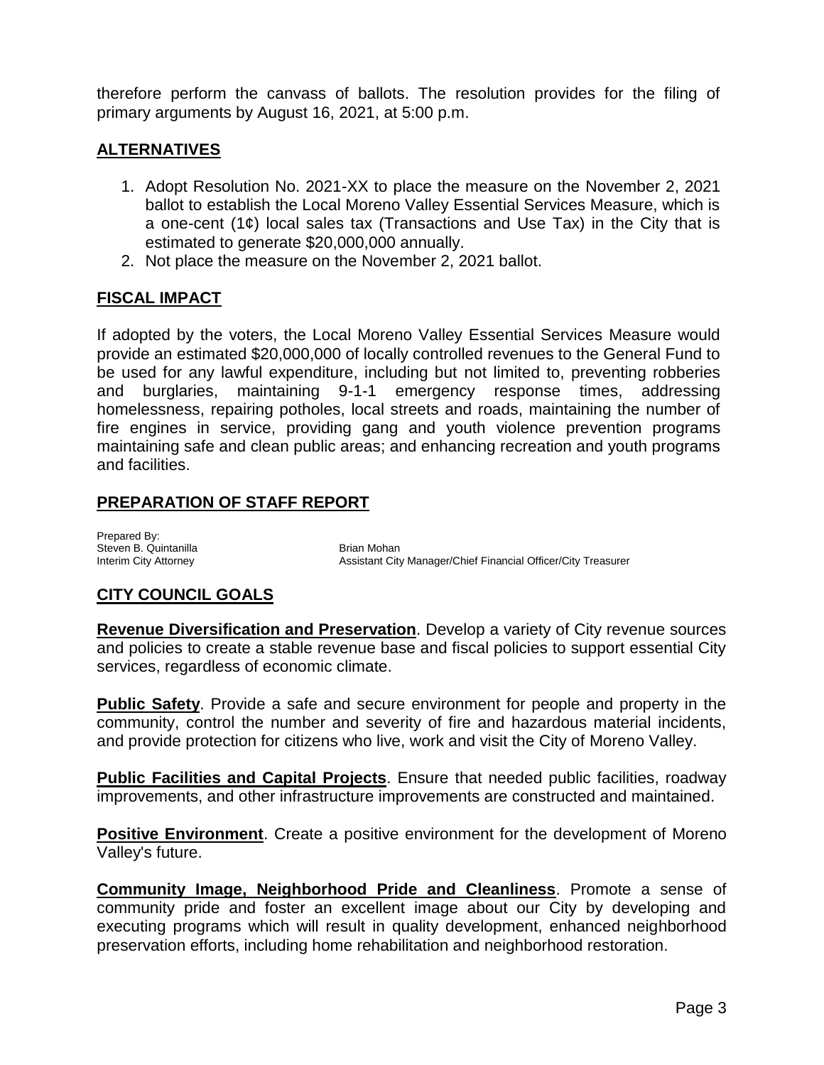therefore perform the canvass of ballots. The resolution provides for the filing of primary arguments by August 16, 2021, at 5:00 p.m.

## ALTERNATIVES

1. Adopt Resolution No. 2021-XX to place the measure on the November 2, 2021 ballot to establish the Local Moreno Valley Essential Services Measure, which is a one-cent (1¢) local sales tax (Transactions and Use Tax) in the City that is estimated to generate $20,000,000 annually.
2. Not place the measure on the November 2, 2021 ballot.

## FISCAL IMPACT

If adopted by the voters, the Local Moreno Valley Essential Services Measure would provide an estimated $20,000,000 of locally controlled revenues to the General Fund to be used for any lawful expenditure, including but not limited to, preventing robberies and burglaries, maintaining 9-1-1 emergency response times, addressing homelessness, repairing potholes, local streets and roads, maintaining the number of fire engines in service, providing gang and youth violence prevention programs maintaining safe and clean public areas; and enhancing recreation and youth programs and facilities.

## PREPARATION OF STAFF REPORT

Prepared By:
Steven B. Quintanilla
Interim City Attorney

Brian Mohan
Assistant City Manager/Chief Financial Officer/City Treasurer

## CITY COUNCIL GOALS

**Revenue Diversification and Preservation**. Develop a variety of City revenue sources and policies to create a stable revenue base and fiscal policies to support essential City services, regardless of economic climate.

**Public Safety**. Provide a safe and secure environment for people and property in the community, control the number and severity of fire and hazardous material incidents, and provide protection for citizens who live, work and visit the City of Moreno Valley.

**Public Facilities and Capital Projects**. Ensure that needed public facilities, roadway improvements, and other infrastructure improvements are constructed and maintained.

**Positive Environment**. Create a positive environment for the development of Moreno Valley's future.

**Community Image, Neighborhood Pride and Cleanliness**. Promote a sense of community pride and foster an excellent image about our City by developing and executing programs which will result in quality development, enhanced neighborhood preservation efforts, including home rehabilitation and neighborhood restoration.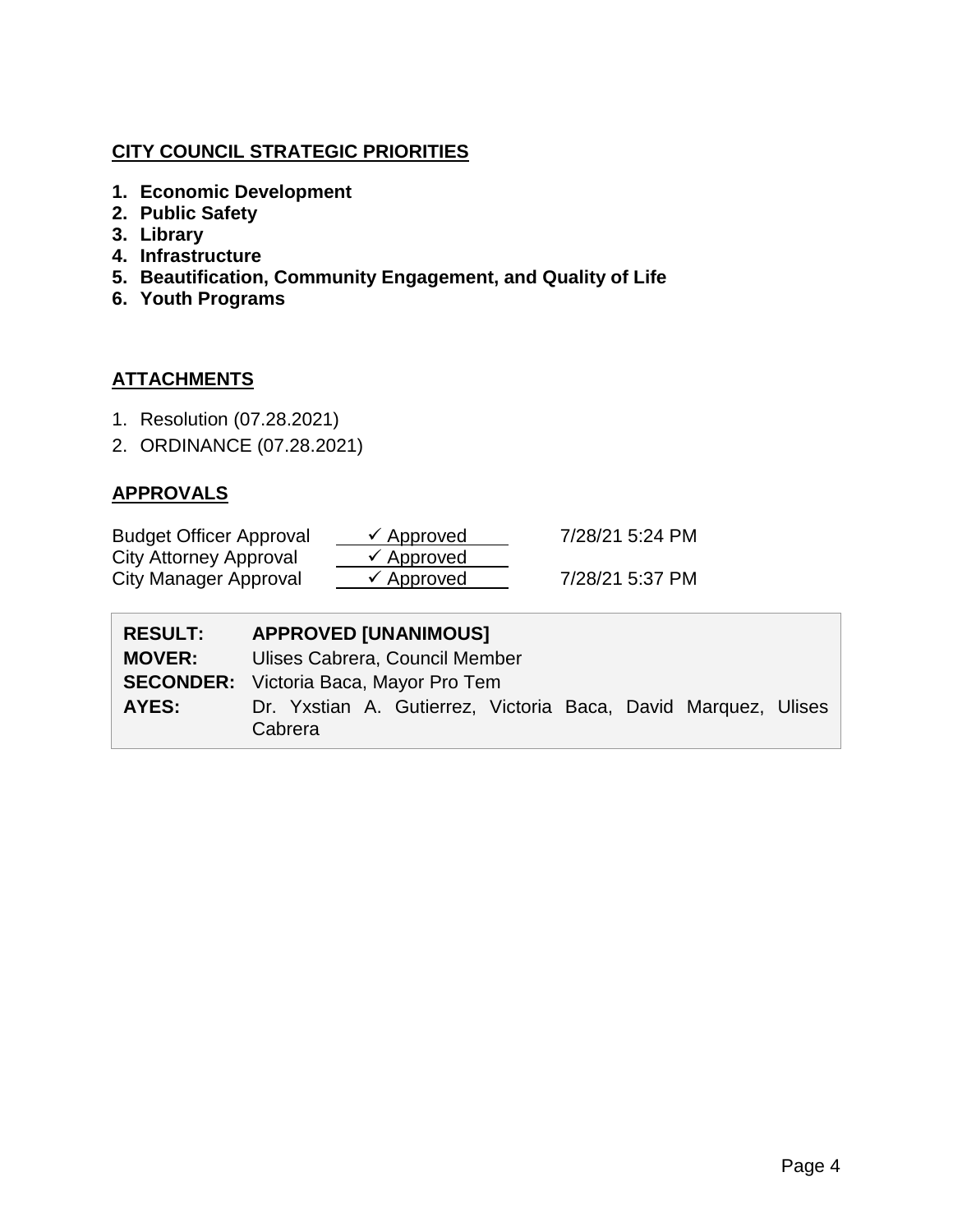## CITY COUNCIL STRATEGIC PRIORITIES

1. **Economic Development**
2. **Public Safety**
3. **Library**
4. **Infrastructure**
5. **Beautification, Community Engagement, and Quality of Life**
6. **Youth Programs**

## ATTACHMENTS

1. Resolution (07.28.2021)
2. ORDINANCE (07.28.2021)

## APPROVALS

| | | |
|---|---|---|
| Budget Officer Approval | ✓ Approved | 7/28/21 5:24 PM |
| City Attorney Approval | ✓ Approved | |
| City Manager Approval | ✓ Approved | 7/28/21 5:37 PM |

| | |
|---|---|
| **RESULT:** | **APPROVED [UNANIMOUS]** |
| **MOVER:** | Ulises Cabrera, Council Member |
| **SECONDER:** | Victoria Baca, Mayor Pro Tem |
| **AYES:** | Dr. Yxstian A. Gutierrez, Victoria Baca, David Marquez, Ulises Cabrera |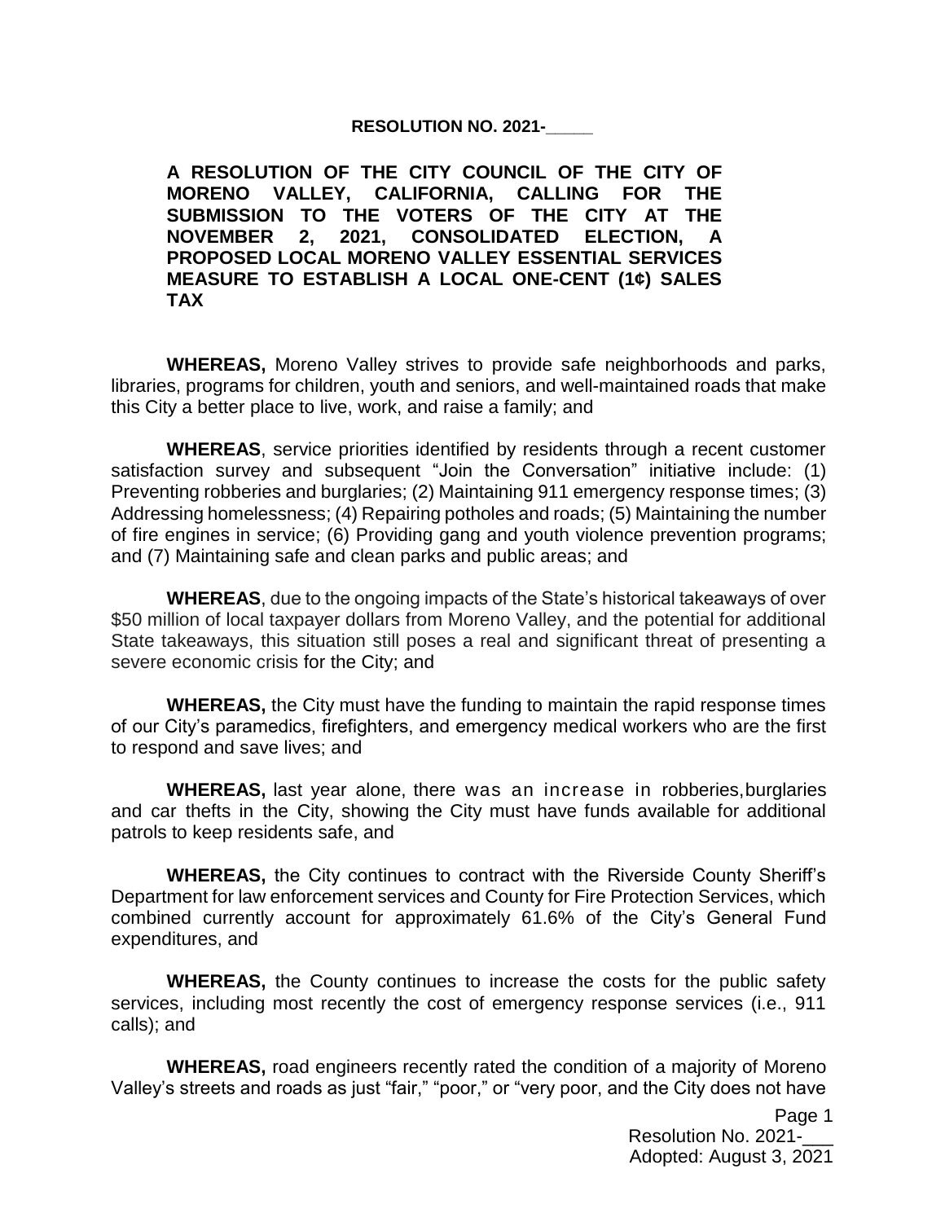**RESOLUTION NO. 2021-_____**

**A RESOLUTION OF THE CITY COUNCIL OF THE CITY OF MORENO VALLEY, CALIFORNIA, CALLING FOR THE SUBMISSION TO THE VOTERS OF THE CITY AT THE NOVEMBER 2, 2021, CONSOLIDATED ELECTION, A PROPOSED LOCAL MORENO VALLEY ESSENTIAL SERVICES MEASURE TO ESTABLISH A LOCAL ONE-CENT (1¢) SALES TAX**

**WHEREAS,** Moreno Valley strives to provide safe neighborhoods and parks, libraries, programs for children, youth and seniors, and well-maintained roads that make this City a better place to live, work, and raise a family; and

**WHEREAS**, service priorities identified by residents through a recent customer satisfaction survey and subsequent "Join the Conversation" initiative include: (1) Preventing robberies and burglaries; (2) Maintaining 911 emergency response times; (3) Addressing homelessness; (4) Repairing potholes and roads; (5) Maintaining the number of fire engines in service; (6) Providing gang and youth violence prevention programs; and (7) Maintaining safe and clean parks and public areas; and

**WHEREAS**, due to the ongoing impacts of the State's historical takeaways of over $50 million of local taxpayer dollars from Moreno Valley, and the potential for additional State takeaways, this situation still poses a real and significant threat of presenting a severe economic crisis for the City; and

**WHEREAS,** the City must have the funding to maintain the rapid response times of our City's paramedics, firefighters, and emergency medical workers who are the first to respond and save lives; and

**WHEREAS,** last year alone, there was an increase in robberies,burglaries and car thefts in the City, showing the City must have funds available for additional patrols to keep residents safe, and

**WHEREAS,** the City continues to contract with the Riverside County Sheriff's Department for law enforcement services and County for Fire Protection Services, which combined currently account for approximately 61.6% of the City's General Fund expenditures, and

**WHEREAS,** the County continues to increase the costs for the public safety services, including most recently the cost of emergency response services (i.e., 911 calls); and

**WHEREAS,** road engineers recently rated the condition of a majority of Moreno Valley's streets and roads as just "fair," "poor," or "very poor, and the City does not have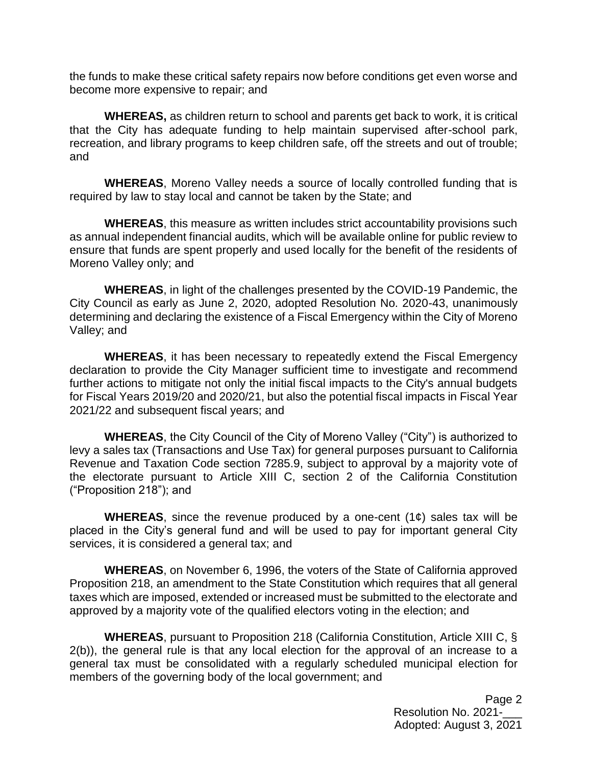the funds to make these critical safety repairs now before conditions get even worse and become more expensive to repair; and

**WHEREAS,** as children return to school and parents get back to work, it is critical that the City has adequate funding to help maintain supervised after-school park, recreation, and library programs to keep children safe, off the streets and out of trouble; and

**WHEREAS**, Moreno Valley needs a source of locally controlled funding that is required by law to stay local and cannot be taken by the State; and

**WHEREAS**, this measure as written includes strict accountability provisions such as annual independent financial audits, which will be available online for public review to ensure that funds are spent properly and used locally for the benefit of the residents of Moreno Valley only; and

**WHEREAS**, in light of the challenges presented by the COVID-19 Pandemic, the City Council as early as June 2, 2020, adopted Resolution No. 2020-43, unanimously determining and declaring the existence of a Fiscal Emergency within the City of Moreno Valley; and

**WHEREAS**, it has been necessary to repeatedly extend the Fiscal Emergency declaration to provide the City Manager sufficient time to investigate and recommend further actions to mitigate not only the initial fiscal impacts to the City's annual budgets for Fiscal Years 2019/20 and 2020/21, but also the potential fiscal impacts in Fiscal Year 2021/22 and subsequent fiscal years; and

**WHEREAS**, the City Council of the City of Moreno Valley ("City") is authorized to levy a sales tax (Transactions and Use Tax) for general purposes pursuant to California Revenue and Taxation Code section 7285.9, subject to approval by a majority vote of the electorate pursuant to Article XIII C, section 2 of the California Constitution ("Proposition 218"); and

**WHEREAS**, since the revenue produced by a one-cent (1¢) sales tax will be placed in the City's general fund and will be used to pay for important general City services, it is considered a general tax; and

**WHEREAS**, on November 6, 1996, the voters of the State of California approved Proposition 218, an amendment to the State Constitution which requires that all general taxes which are imposed, extended or increased must be submitted to the electorate and approved by a majority vote of the qualified electors voting in the election; and

**WHEREAS**, pursuant to Proposition 218 (California Constitution, Article XIII C, § 2(b)), the general rule is that any local election for the approval of an increase to a general tax must be consolidated with a regularly scheduled municipal election for members of the governing body of the local government; and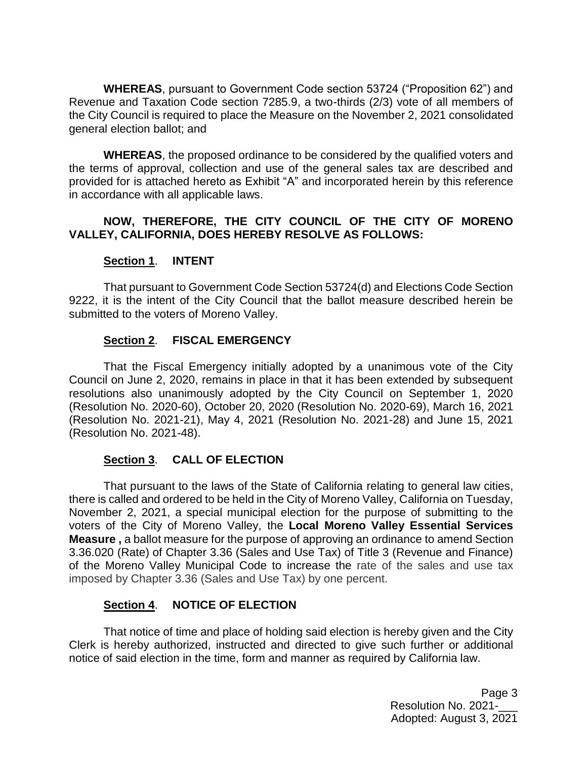**WHEREAS**, pursuant to Government Code section 53724 ("Proposition 62") and Revenue and Taxation Code section 7285.9, a two-thirds (2/3) vote of all members of the City Council is required to place the Measure on the November 2, 2021 consolidated general election ballot; and

**WHEREAS**, the proposed ordinance to be considered by the qualified voters and the terms of approval, collection and use of the general sales tax are described and provided for is attached hereto as Exhibit "A" and incorporated herein by this reference in accordance with all applicable laws.

**NOW, THEREFORE, THE CITY COUNCIL OF THE CITY OF MORENO VALLEY, CALIFORNIA, DOES HEREBY RESOLVE AS FOLLOWS:**

**Section 1**. **INTENT**

That pursuant to Government Code Section 53724(d) and Elections Code Section 9222, it is the intent of the City Council that the ballot measure described herein be submitted to the voters of Moreno Valley.

**Section 2**. **FISCAL EMERGENCY**

That the Fiscal Emergency initially adopted by a unanimous vote of the City Council on June 2, 2020, remains in place in that it has been extended by subsequent resolutions also unanimously adopted by the City Council on September 1, 2020 (Resolution No. 2020-60), October 20, 2020 (Resolution No. 2020-69), March 16, 2021 (Resolution No. 2021-21), May 4, 2021 (Resolution No. 2021-28) and June 15, 2021 (Resolution No. 2021-48).

**Section 3**. **CALL OF ELECTION**

That pursuant to the laws of the State of California relating to general law cities, there is called and ordered to be held in the City of Moreno Valley, California on Tuesday, November 2, 2021, a special municipal election for the purpose of submitting to the voters of the City of Moreno Valley, the **Local Moreno Valley Essential Services Measure ,** a ballot measure for the purpose of approving an ordinance to amend Section 3.36.020 (Rate) of Chapter 3.36 (Sales and Use Tax) of Title 3 (Revenue and Finance) of the Moreno Valley Municipal Code to increase the rate of the sales and use tax imposed by Chapter 3.36 (Sales and Use Tax) by one percent.

**Section 4**. **NOTICE OF ELECTION**

That notice of time and place of holding said election is hereby given and the City Clerk is hereby authorized, instructed and directed to give such further or additional notice of said election in the time, form and manner as required by California law.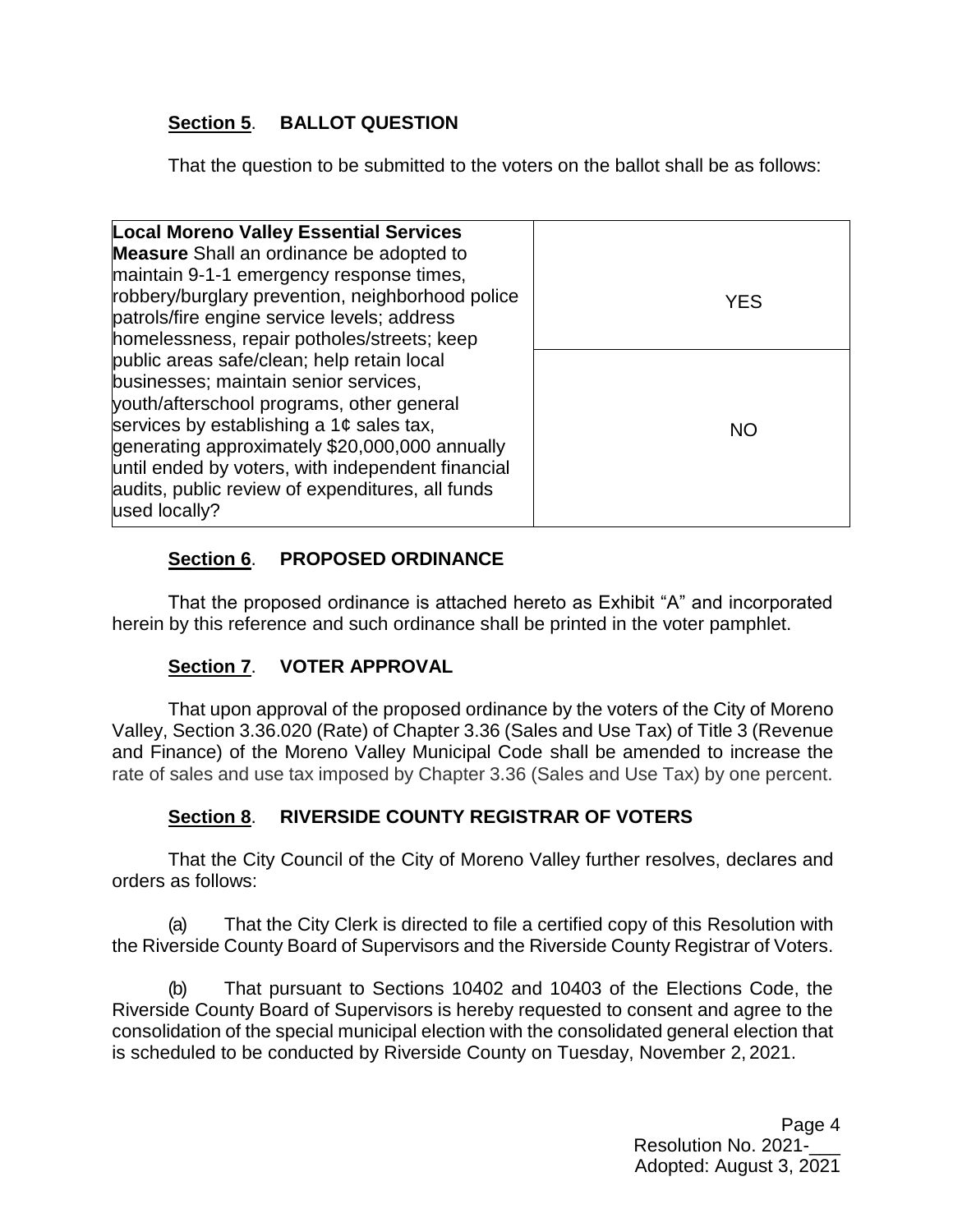**Section 5**. **BALLOT QUESTION**

That the question to be submitted to the voters on the ballot shall be as follows:

| **Local Moreno Valley Essential Services Measure** Shall an ordinance be adopted to maintain 9-1-1 emergency response times, robbery/burglary prevention, neighborhood police patrols/fire engine service levels; address homelessness, repair potholes/streets; keep public areas safe/clean; help retain local businesses; maintain senior services, youth/afterschool programs, other general services by establishing a 1¢ sales tax, generating approximately $20,000,000 annually until ended by voters, with independent financial audits, public review of expenditures, all funds used locally? | YES |
|---|---|
| | NO |

**Section 6**. **PROPOSED ORDINANCE**

That the proposed ordinance is attached hereto as Exhibit "A" and incorporated herein by this reference and such ordinance shall be printed in the voter pamphlet.

**Section 7**. **VOTER APPROVAL**

That upon approval of the proposed ordinance by the voters of the City of Moreno Valley, Section 3.36.020 (Rate) of Chapter 3.36 (Sales and Use Tax) of Title 3 (Revenue and Finance) of the Moreno Valley Municipal Code shall be amended to increase the rate of sales and use tax imposed by Chapter 3.36 (Sales and Use Tax) by one percent.

**Section 8**. **RIVERSIDE COUNTY REGISTRAR OF VOTERS**

That the City Council of the City of Moreno Valley further resolves, declares and orders as follows:

(a) That the City Clerk is directed to file a certified copy of this Resolution with the Riverside County Board of Supervisors and the Riverside County Registrar of Voters.

(b) That pursuant to Sections 10402 and 10403 of the Elections Code, the Riverside County Board of Supervisors is hereby requested to consent and agree to the consolidation of the special municipal election with the consolidated general election that is scheduled to be conducted by Riverside County on Tuesday, November 2, 2021.

Page 4
Resolution No. 2021-___
Adopted: August 3, 2021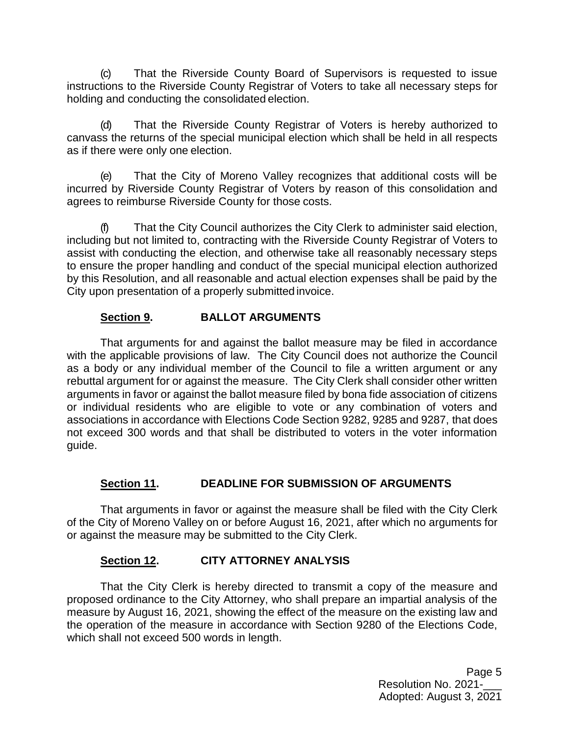(c) That the Riverside County Board of Supervisors is requested to issue instructions to the Riverside County Registrar of Voters to take all necessary steps for holding and conducting the consolidated election.

(d) That the Riverside County Registrar of Voters is hereby authorized to canvass the returns of the special municipal election which shall be held in all respects as if there were only one election.

(e) That the City of Moreno Valley recognizes that additional costs will be incurred by Riverside County Registrar of Voters by reason of this consolidation and agrees to reimburse Riverside County for those costs.

(f) That the City Council authorizes the City Clerk to administer said election, including but not limited to, contracting with the Riverside County Registrar of Voters to assist with conducting the election, and otherwise take all reasonably necessary steps to ensure the proper handling and conduct of the special municipal election authorized by this Resolution, and all reasonable and actual election expenses shall be paid by the City upon presentation of a properly submitted invoice.

**Section 9. BALLOT ARGUMENTS**

That arguments for and against the ballot measure may be filed in accordance with the applicable provisions of law. The City Council does not authorize the Council as a body or any individual member of the Council to file a written argument or any rebuttal argument for or against the measure. The City Clerk shall consider other written arguments in favor or against the ballot measure filed by bona fide association of citizens or individual residents who are eligible to vote or any combination of voters and associations in accordance with Elections Code Section 9282, 9285 and 9287, that does not exceed 300 words and that shall be distributed to voters in the voter information guide.

**Section 11. DEADLINE FOR SUBMISSION OF ARGUMENTS**

That arguments in favor or against the measure shall be filed with the City Clerk of the City of Moreno Valley on or before August 16, 2021, after which no arguments for or against the measure may be submitted to the City Clerk.

**Section 12. CITY ATTORNEY ANALYSIS**

That the City Clerk is hereby directed to transmit a copy of the measure and proposed ordinance to the City Attorney, who shall prepare an impartial analysis of the measure by August 16, 2021, showing the effect of the measure on the existing law and the operation of the measure in accordance with Section 9280 of the Elections Code, which shall not exceed 500 words in length.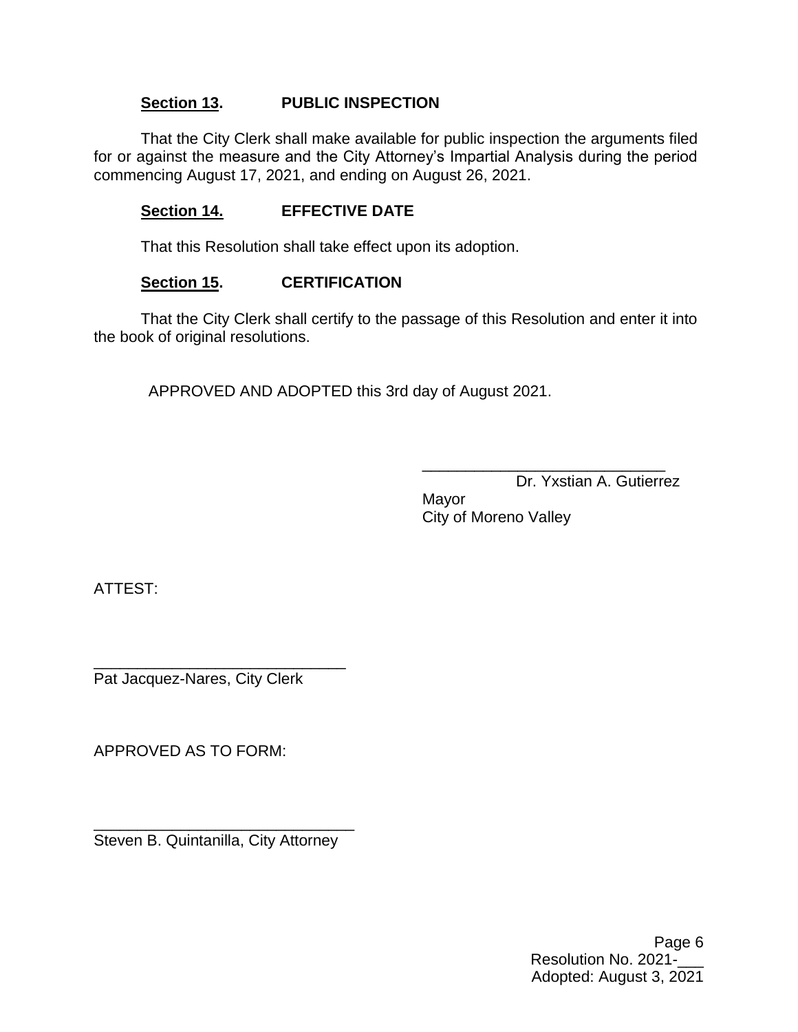**<u>Section 13</u>. PUBLIC INSPECTION**

That the City Clerk shall make available for public inspection the arguments filed for or against the measure and the City Attorney's Impartial Analysis during the period commencing August 17, 2021, and ending on August 26, 2021.

**<u>Section 14.</u> EFFECTIVE DATE**

That this Resolution shall take effect upon its adoption.

**<u>Section 15</u>. CERTIFICATION**

That the City Clerk shall certify to the passage of this Resolution and enter it into the book of original resolutions.

APPROVED AND ADOPTED this 3rd day of August 2021.

____________________________
Dr. Yxstian A. Gutierrez
Mayor
City of Moreno Valley

ATTEST:

______________________________
Pat Jacquez-Nares, City Clerk

APPROVED AS TO FORM:

______________________________
Steven B. Quintanilla, City Attorney

Resolution No. 2021-___
Adopted: August 3, 2021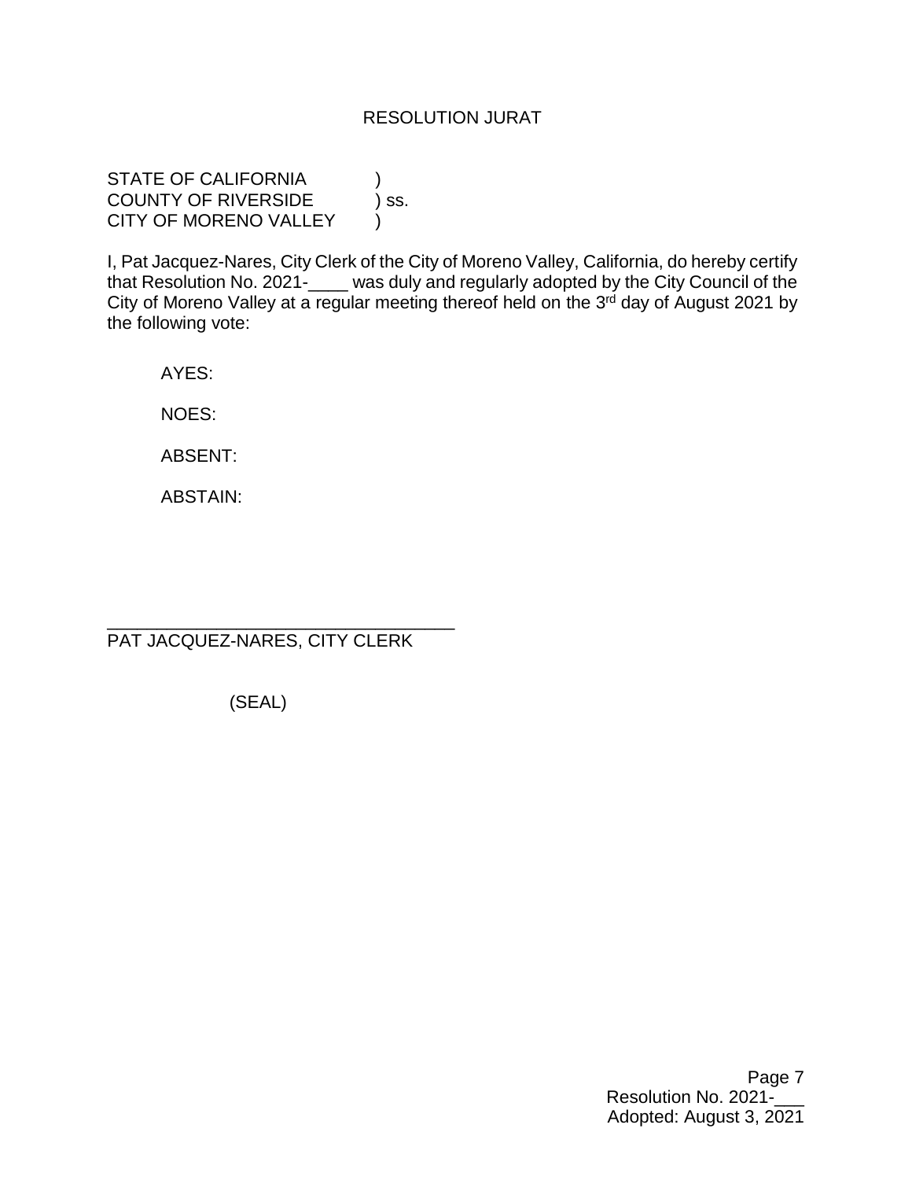# RESOLUTION JURAT

STATE OF CALIFORNIA )
COUNTY OF RIVERSIDE ) ss.
CITY OF MORENO VALLEY )

I, Pat Jacquez-Nares, City Clerk of the City of Moreno Valley, California, do hereby certify that Resolution No. 2021-____ was duly and regularly adopted by the City Council of the City of Moreno Valley at a regular meeting thereof held on the 3rd day of August 2021 by the following vote:

AYES:

NOES:

ABSENT:

ABSTAIN:

___________________________________
PAT JACQUEZ-NARES, CITY CLERK

(SEAL)

Resolution No. 2021-___
Adopted: August 3, 2021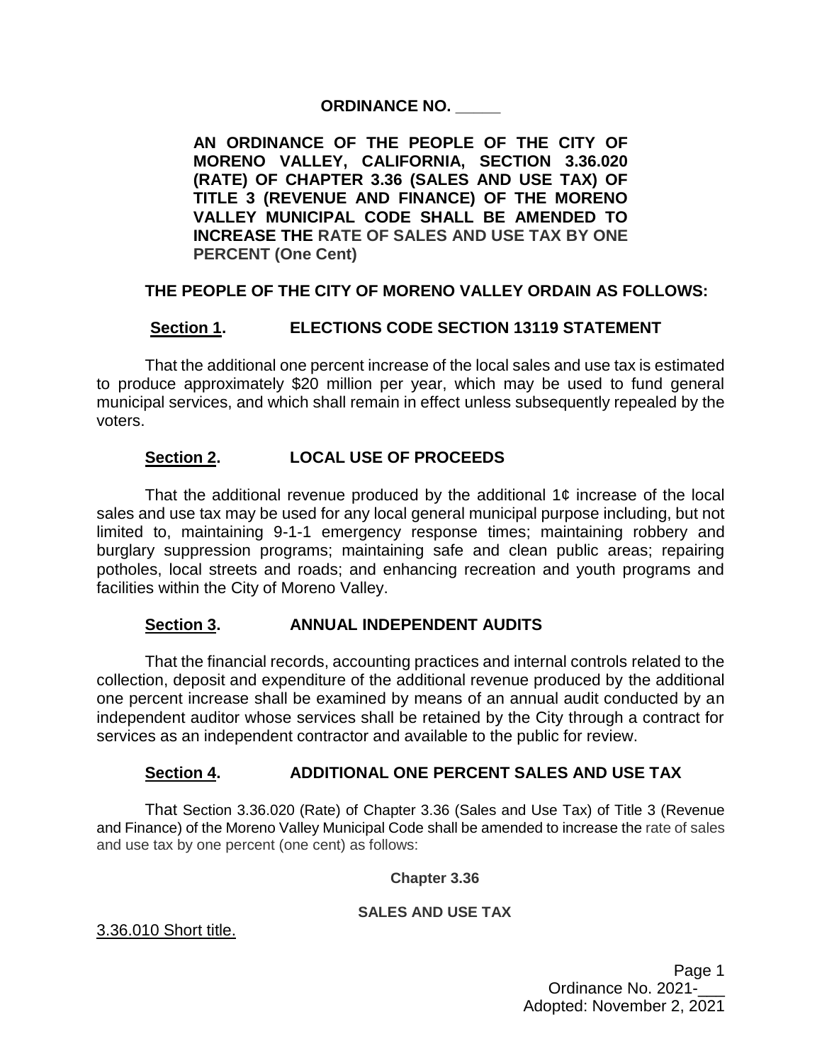**ORDINANCE NO. _____**

**AN ORDINANCE OF THE PEOPLE OF THE CITY OF MORENO VALLEY, CALIFORNIA, SECTION 3.36.020 (RATE) OF CHAPTER 3.36 (SALES AND USE TAX) OF TITLE 3 (REVENUE AND FINANCE) OF THE MORENO VALLEY MUNICIPAL CODE SHALL BE AMENDED TO INCREASE THE RATE OF SALES AND USE TAX BY ONE PERCENT (One Cent)**

**THE PEOPLE OF THE CITY OF MORENO VALLEY ORDAIN AS FOLLOWS:**

**Section 1. ELECTIONS CODE SECTION 13119 STATEMENT**

That the additional one percent increase of the local sales and use tax is estimated to produce approximately $20 million per year, which may be used to fund general municipal services, and which shall remain in effect unless subsequently repealed by the voters.

**Section 2. LOCAL USE OF PROCEEDS**

That the additional revenue produced by the additional 1¢ increase of the local sales and use tax may be used for any local general municipal purpose including, but not limited to, maintaining 9-1-1 emergency response times; maintaining robbery and burglary suppression programs; maintaining safe and clean public areas; repairing potholes, local streets and roads; and enhancing recreation and youth programs and facilities within the City of Moreno Valley.

**Section 3. ANNUAL INDEPENDENT AUDITS**

That the financial records, accounting practices and internal controls related to the collection, deposit and expenditure of the additional revenue produced by the additional one percent increase shall be examined by means of an annual audit conducted by an independent auditor whose services shall be retained by the City through a contract for services as an independent contractor and available to the public for review.

**Section 4. ADDITIONAL ONE PERCENT SALES AND USE TAX**

That Section 3.36.020 (Rate) of Chapter 3.36 (Sales and Use Tax) of Title 3 (Revenue and Finance) of the Moreno Valley Municipal Code shall be amended to increase the rate of sales and use tax by one percent (one cent) as follows:

**Chapter 3.36**

**SALES AND USE TAX**

3.36.010 Short title.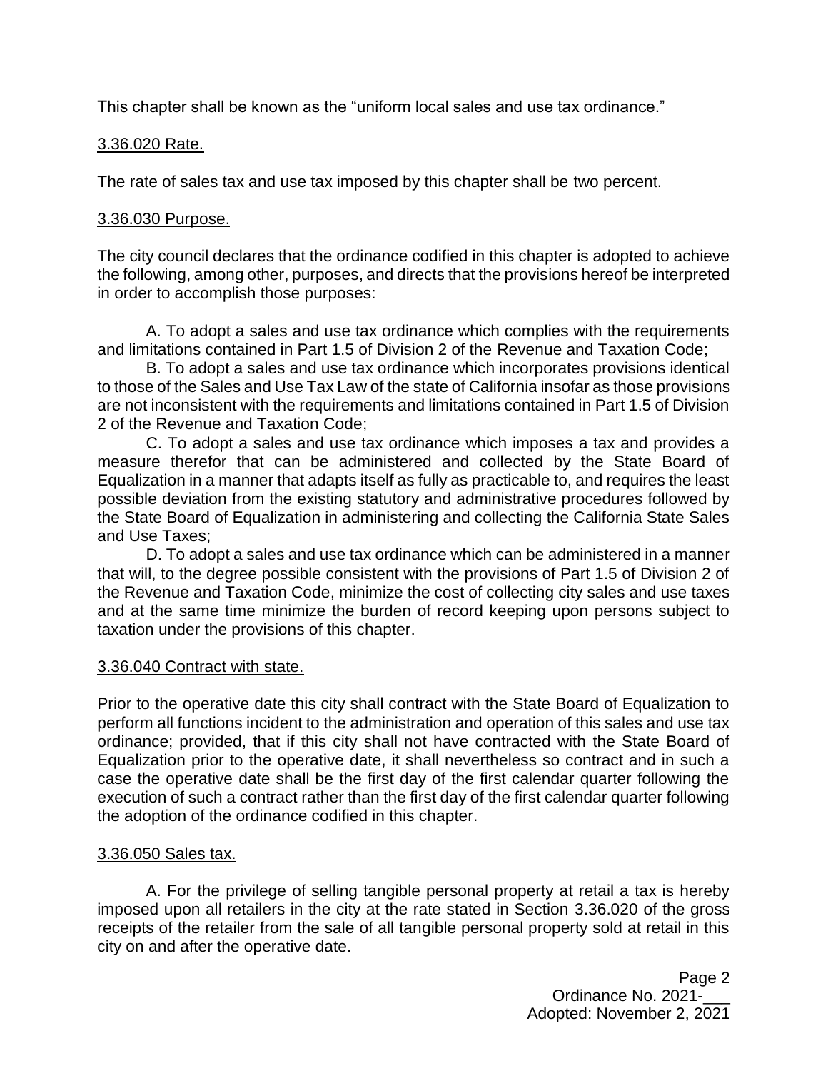This chapter shall be known as the "uniform local sales and use tax ordinance."

3.36.020 Rate.

The rate of sales tax and use tax imposed by this chapter shall be two percent.

3.36.030 Purpose.

The city council declares that the ordinance codified in this chapter is adopted to achieve the following, among other, purposes, and directs that the provisions hereof be interpreted in order to accomplish those purposes:

A. To adopt a sales and use tax ordinance which complies with the requirements and limitations contained in Part 1.5 of Division 2 of the Revenue and Taxation Code;

B. To adopt a sales and use tax ordinance which incorporates provisions identical to those of the Sales and Use Tax Law of the state of California insofar as those provisions are not inconsistent with the requirements and limitations contained in Part 1.5 of Division 2 of the Revenue and Taxation Code;

C. To adopt a sales and use tax ordinance which imposes a tax and provides a measure therefor that can be administered and collected by the State Board of Equalization in a manner that adapts itself as fully as practicable to, and requires the least possible deviation from the existing statutory and administrative procedures followed by the State Board of Equalization in administering and collecting the California State Sales and Use Taxes;

D. To adopt a sales and use tax ordinance which can be administered in a manner that will, to the degree possible consistent with the provisions of Part 1.5 of Division 2 of the Revenue and Taxation Code, minimize the cost of collecting city sales and use taxes and at the same time minimize the burden of record keeping upon persons subject to taxation under the provisions of this chapter.

3.36.040 Contract with state.

Prior to the operative date this city shall contract with the State Board of Equalization to perform all functions incident to the administration and operation of this sales and use tax ordinance; provided, that if this city shall not have contracted with the State Board of Equalization prior to the operative date, it shall nevertheless so contract and in such a case the operative date shall be the first day of the first calendar quarter following the execution of such a contract rather than the first day of the first calendar quarter following the adoption of the ordinance codified in this chapter.

3.36.050 Sales tax.

A. For the privilege of selling tangible personal property at retail a tax is hereby imposed upon all retailers in the city at the rate stated in Section 3.36.020 of the gross receipts of the retailer from the sale of all tangible personal property sold at retail in this city on and after the operative date.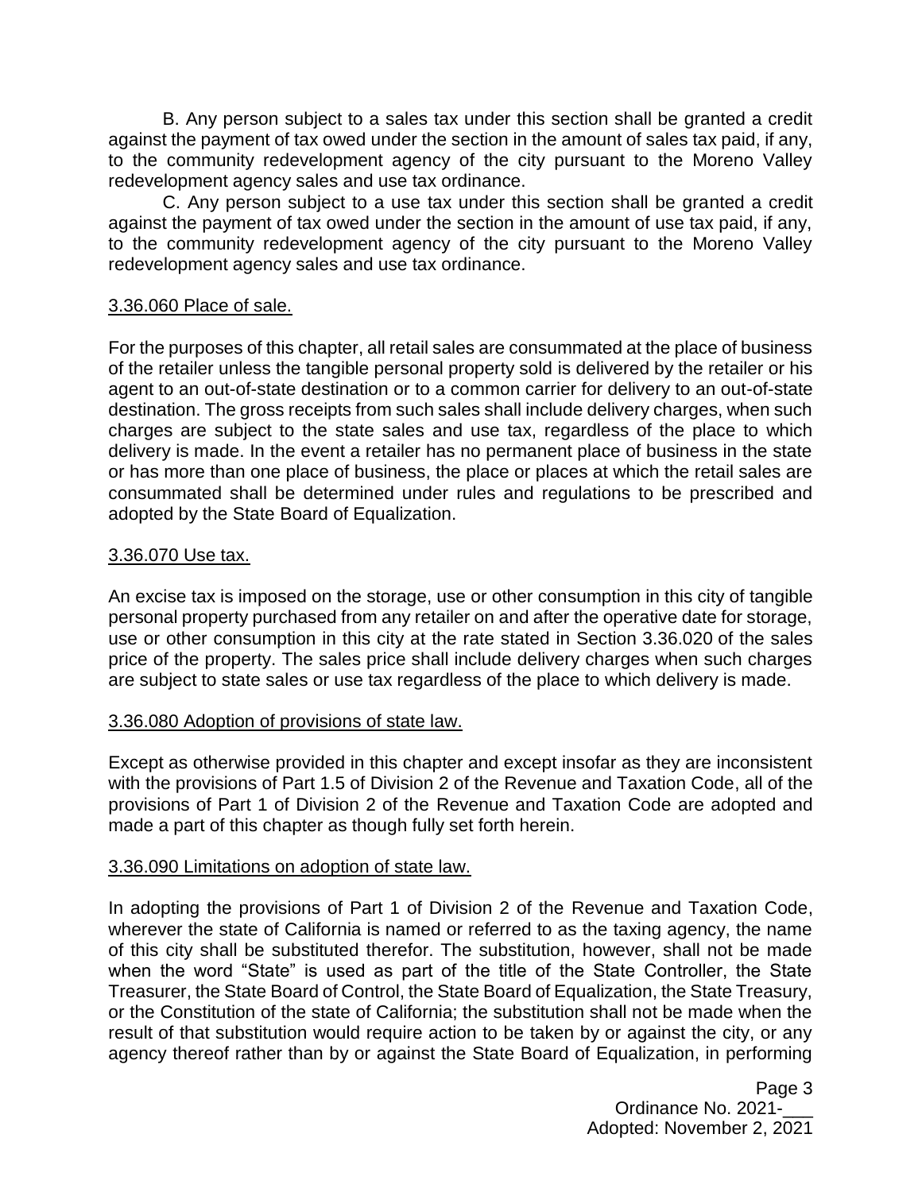B. Any person subject to a sales tax under this section shall be granted a credit against the payment of tax owed under the section in the amount of sales tax paid, if any, to the community redevelopment agency of the city pursuant to the Moreno Valley redevelopment agency sales and use tax ordinance.

C. Any person subject to a use tax under this section shall be granted a credit against the payment of tax owed under the section in the amount of use tax paid, if any, to the community redevelopment agency of the city pursuant to the Moreno Valley redevelopment agency sales and use tax ordinance.

3.36.060 Place of sale.

For the purposes of this chapter, all retail sales are consummated at the place of business of the retailer unless the tangible personal property sold is delivered by the retailer or his agent to an out-of-state destination or to a common carrier for delivery to an out-of-state destination. The gross receipts from such sales shall include delivery charges, when such charges are subject to the state sales and use tax, regardless of the place to which delivery is made. In the event a retailer has no permanent place of business in the state or has more than one place of business, the place or places at which the retail sales are consummated shall be determined under rules and regulations to be prescribed and adopted by the State Board of Equalization.

3.36.070 Use tax.

An excise tax is imposed on the storage, use or other consumption in this city of tangible personal property purchased from any retailer on and after the operative date for storage, use or other consumption in this city at the rate stated in Section 3.36.020 of the sales price of the property. The sales price shall include delivery charges when such charges are subject to state sales or use tax regardless of the place to which delivery is made.

3.36.080 Adoption of provisions of state law.

Except as otherwise provided in this chapter and except insofar as they are inconsistent with the provisions of Part 1.5 of Division 2 of the Revenue and Taxation Code, all of the provisions of Part 1 of Division 2 of the Revenue and Taxation Code are adopted and made a part of this chapter as though fully set forth herein.

3.36.090 Limitations on adoption of state law.

In adopting the provisions of Part 1 of Division 2 of the Revenue and Taxation Code, wherever the state of California is named or referred to as the taxing agency, the name of this city shall be substituted therefor. The substitution, however, shall not be made when the word "State" is used as part of the title of the State Controller, the State Treasurer, the State Board of Control, the State Board of Equalization, the State Treasury, or the Constitution of the state of California; the substitution shall not be made when the result of that substitution would require action to be taken by or against the city, or any agency thereof rather than by or against the State Board of Equalization, in performing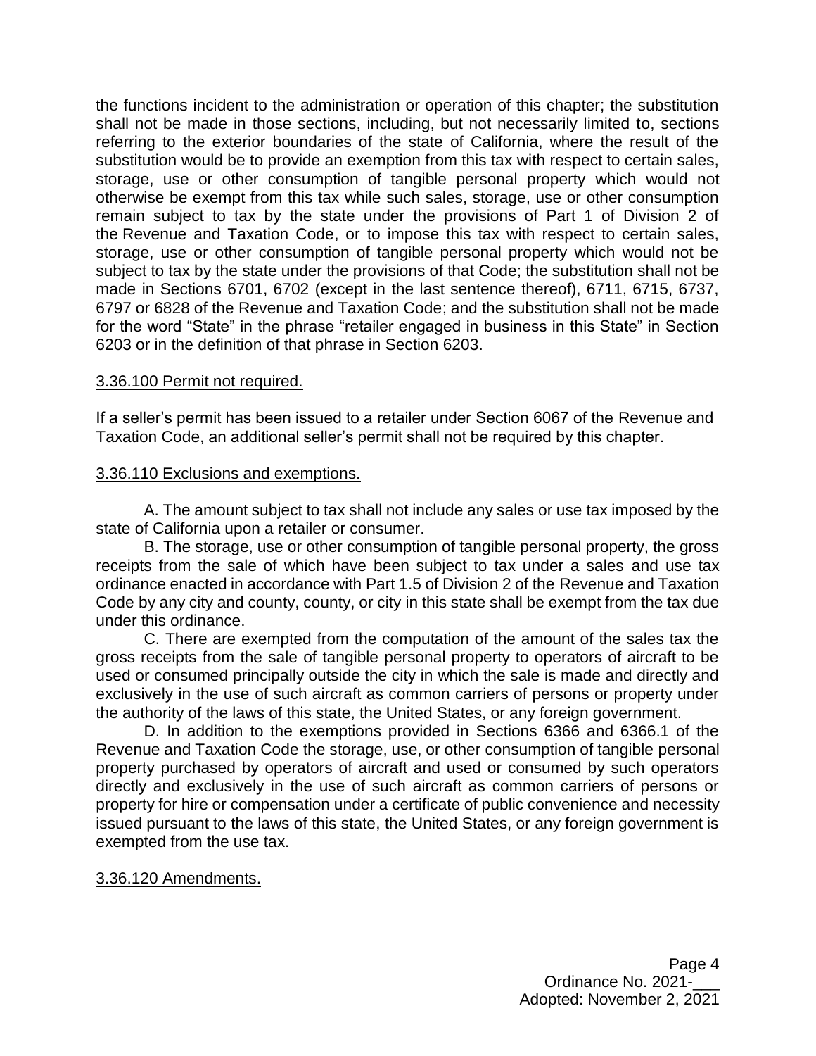the functions incident to the administration or operation of this chapter; the substitution shall not be made in those sections, including, but not necessarily limited to, sections referring to the exterior boundaries of the state of California, where the result of the substitution would be to provide an exemption from this tax with respect to certain sales, storage, use or other consumption of tangible personal property which would not otherwise be exempt from this tax while such sales, storage, use or other consumption remain subject to tax by the state under the provisions of Part 1 of Division 2 of the Revenue and Taxation Code, or to impose this tax with respect to certain sales, storage, use or other consumption of tangible personal property which would not be subject to tax by the state under the provisions of that Code; the substitution shall not be made in Sections 6701, 6702 (except in the last sentence thereof), 6711, 6715, 6737, 6797 or 6828 of the Revenue and Taxation Code; and the substitution shall not be made for the word "State" in the phrase "retailer engaged in business in this State" in Section 6203 or in the definition of that phrase in Section 6203.

3.36.100 Permit not required.

If a seller's permit has been issued to a retailer under Section 6067 of the Revenue and Taxation Code, an additional seller's permit shall not be required by this chapter.

3.36.110 Exclusions and exemptions.

A. The amount subject to tax shall not include any sales or use tax imposed by the state of California upon a retailer or consumer.

B. The storage, use or other consumption of tangible personal property, the gross receipts from the sale of which have been subject to tax under a sales and use tax ordinance enacted in accordance with Part 1.5 of Division 2 of the Revenue and Taxation Code by any city and county, county, or city in this state shall be exempt from the tax due under this ordinance.

C. There are exempted from the computation of the amount of the sales tax the gross receipts from the sale of tangible personal property to operators of aircraft to be used or consumed principally outside the city in which the sale is made and directly and exclusively in the use of such aircraft as common carriers of persons or property under the authority of the laws of this state, the United States, or any foreign government.

D. In addition to the exemptions provided in Sections 6366 and 6366.1 of the Revenue and Taxation Code the storage, use, or other consumption of tangible personal property purchased by operators of aircraft and used or consumed by such operators directly and exclusively in the use of such aircraft as common carriers of persons or property for hire or compensation under a certificate of public convenience and necessity issued pursuant to the laws of this state, the United States, or any foreign government is exempted from the use tax.

3.36.120 Amendments.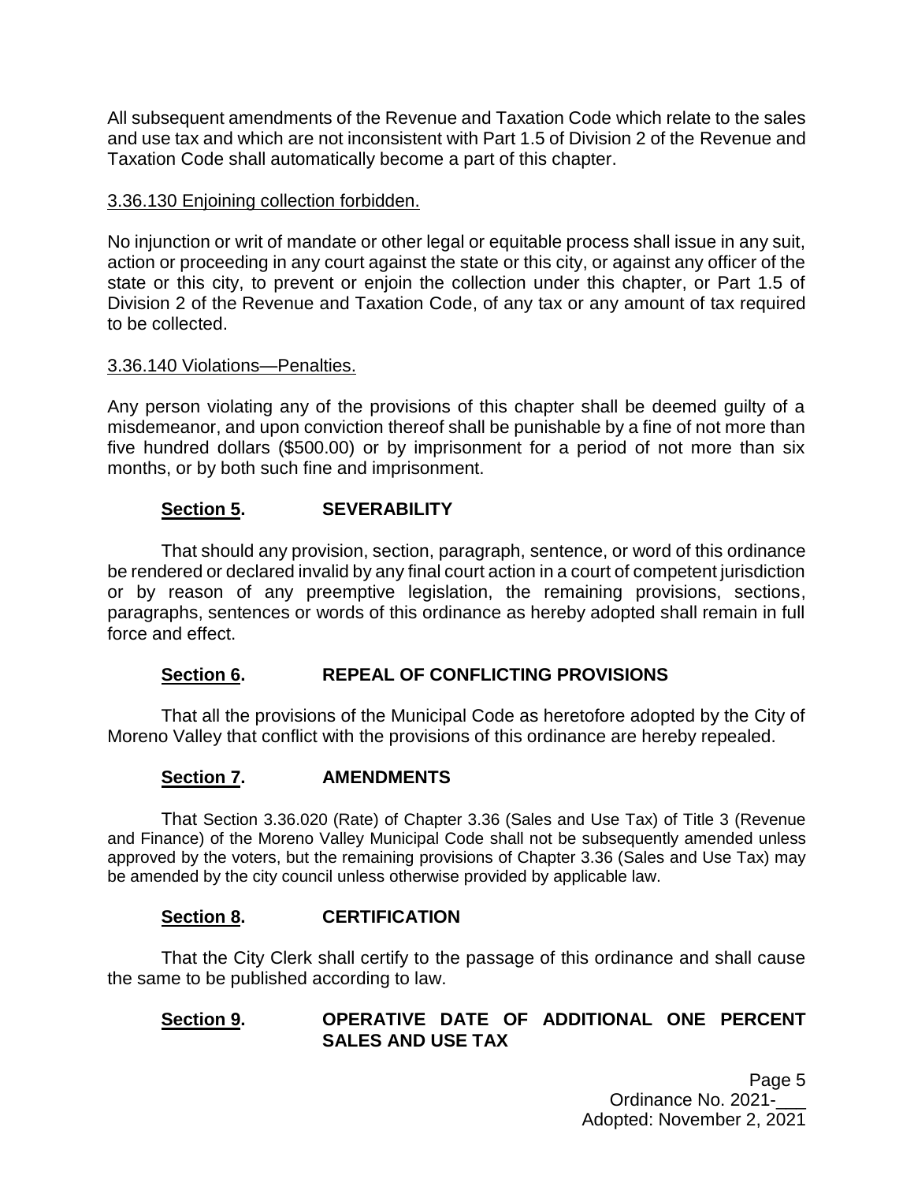All subsequent amendments of the Revenue and Taxation Code which relate to the sales and use tax and which are not inconsistent with Part 1.5 of Division 2 of the Revenue and Taxation Code shall automatically become a part of this chapter.

3.36.130 Enjoining collection forbidden.

No injunction or writ of mandate or other legal or equitable process shall issue in any suit, action or proceeding in any court against the state or this city, or against any officer of the state or this city, to prevent or enjoin the collection under this chapter, or Part 1.5 of Division 2 of the Revenue and Taxation Code, of any tax or any amount of tax required to be collected.

3.36.140 Violations—Penalties.

Any person violating any of the provisions of this chapter shall be deemed guilty of a misdemeanor, and upon conviction thereof shall be punishable by a fine of not more than five hundred dollars ($500.00) or by imprisonment for a period of not more than six months, or by both such fine and imprisonment.

**Section 5. SEVERABILITY**

That should any provision, section, paragraph, sentence, or word of this ordinance be rendered or declared invalid by any final court action in a court of competent jurisdiction or by reason of any preemptive legislation, the remaining provisions, sections, paragraphs, sentences or words of this ordinance as hereby adopted shall remain in full force and effect.

**Section 6. REPEAL OF CONFLICTING PROVISIONS**

That all the provisions of the Municipal Code as heretofore adopted by the City of Moreno Valley that conflict with the provisions of this ordinance are hereby repealed.

**Section 7. AMENDMENTS**

That Section 3.36.020 (Rate) of Chapter 3.36 (Sales and Use Tax) of Title 3 (Revenue and Finance) of the Moreno Valley Municipal Code shall not be subsequently amended unless approved by the voters, but the remaining provisions of Chapter 3.36 (Sales and Use Tax) may be amended by the city council unless otherwise provided by applicable law.

**Section 8. CERTIFICATION**

That the City Clerk shall certify to the passage of this ordinance and shall cause the same to be published according to law.

**Section 9. OPERATIVE DATE OF ADDITIONAL ONE PERCENT SALES AND USE TAX**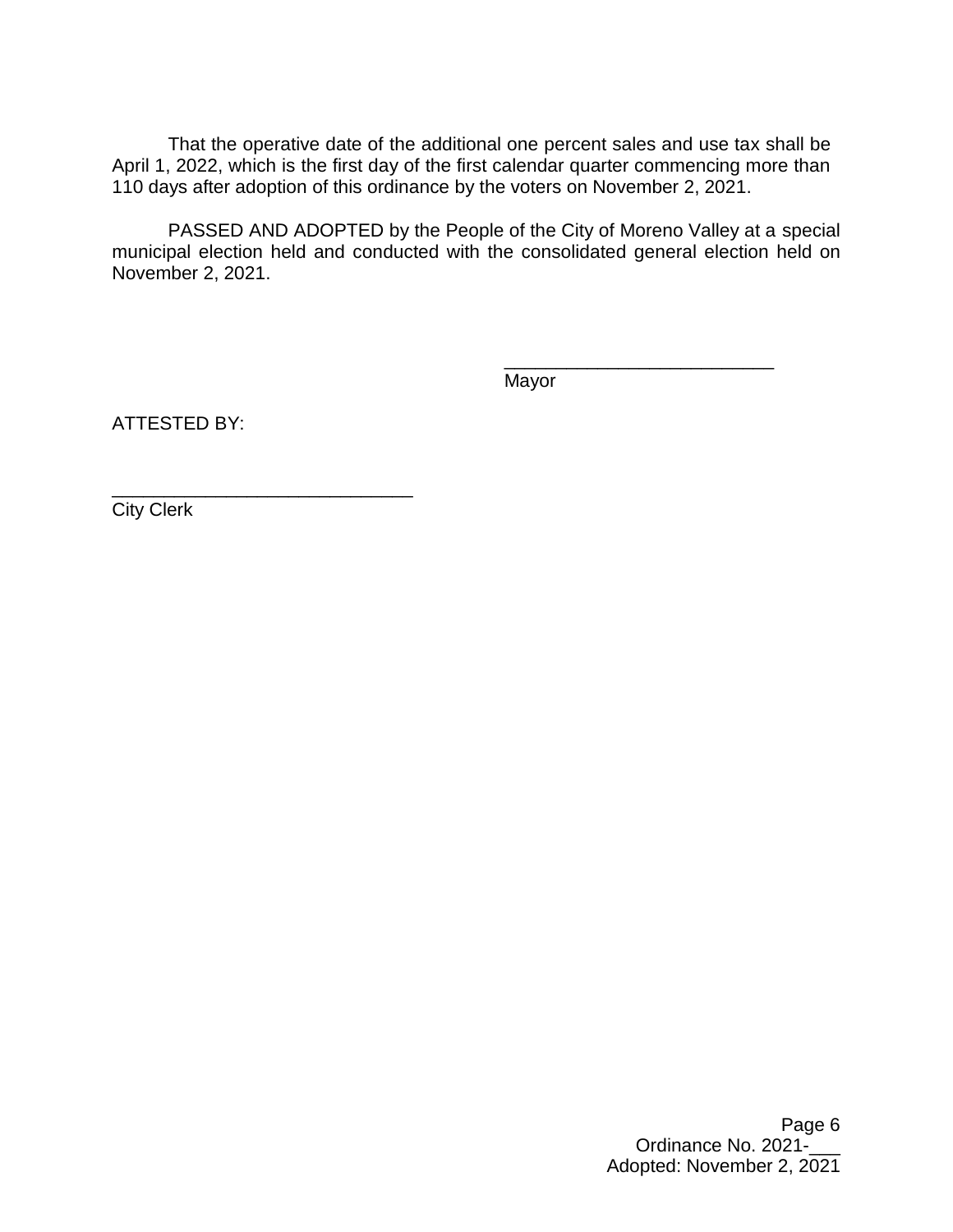That the operative date of the additional one percent sales and use tax shall be April 1, 2022, which is the first day of the first calendar quarter commencing more than 110 days after adoption of this ordinance by the voters on November 2, 2021.

PASSED AND ADOPTED by the People of the City of Moreno Valley at a special municipal election held and conducted with the consolidated general election held on November 2, 2021.

___________________________
Mayor

ATTESTED BY:

______________________________
City Clerk

Ordinance No. 2021-___
Adopted: November 2, 2021